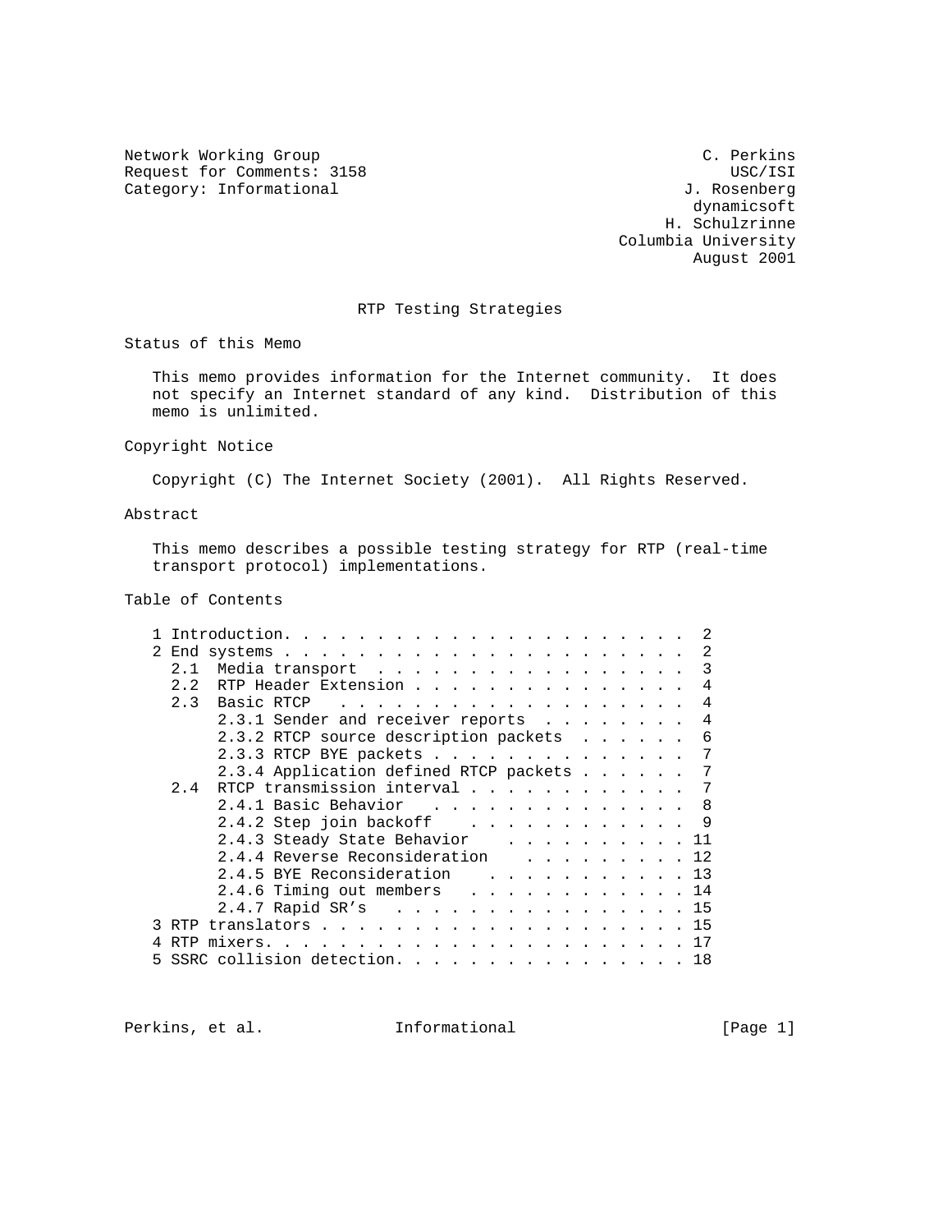Network Working Group C. Perkins
Request for Comments: 3158 USC/ISI
Category: Informational J. Rosenberg
dynamicsoft
H. Schulzrinne
Columbia University
August 2001

# RTP Testing Strategies

## Status of this Memo

This memo provides information for the Internet community. It does not specify an Internet standard of any kind. Distribution of this memo is unlimited.

## Copyright Notice

Copyright (C) The Internet Society (2001). All Rights Reserved.

## Abstract

This memo describes a possible testing strategy for RTP (real-time transport protocol) implementations.

## Table of Contents

```
1 Introduction. . . . . . . . . . . . . . . . . . . . . . .  2
2 End systems . . . . . . . . . . . . . . . . . . . . . . .  2
  2.1  Media transport  . . . . . . . . . . . . . . . . . .  3
  2.2  RTP Header Extension . . . . . . . . . . . . . . . .  4
  2.3  Basic RTCP  . . . . . . . . . . . . . . . . . . . .  4
       2.3.1 Sender and receiver reports  . . . . . . . .  4
       2.3.2 RTCP source description packets  . . . . . .  6
       2.3.3 RTCP BYE packets . . . . . . . . . . . . . .  7
       2.3.4 Application defined RTCP packets . . . . . .  7
  2.4  RTCP transmission interval . . . . . . . . . . . .  7
       2.4.1 Basic Behavior  . . . . . . . . . . . . . .  8
       2.4.2 Step join backoff   . . . . . . . . . . . .  9
       2.4.3 Steady State Behavior   . . . . . . . . . . . 11
       2.4.4 Reverse Reconsideration   . . . . . . . . . . 12
       2.4.5 BYE Reconsideration   . . . . . . . . . . . . 13
       2.4.6 Timing out members  . . . . . . . . . . . . . 14
       2.4.7 Rapid SR's  . . . . . . . . . . . . . . . . . 15
3 RTP translators . . . . . . . . . . . . . . . . . . . . . 15
4 RTP mixers. . . . . . . . . . . . . . . . . . . . . . . . 17
5 SSRC collision detection. . . . . . . . . . . . . . . . . 18
```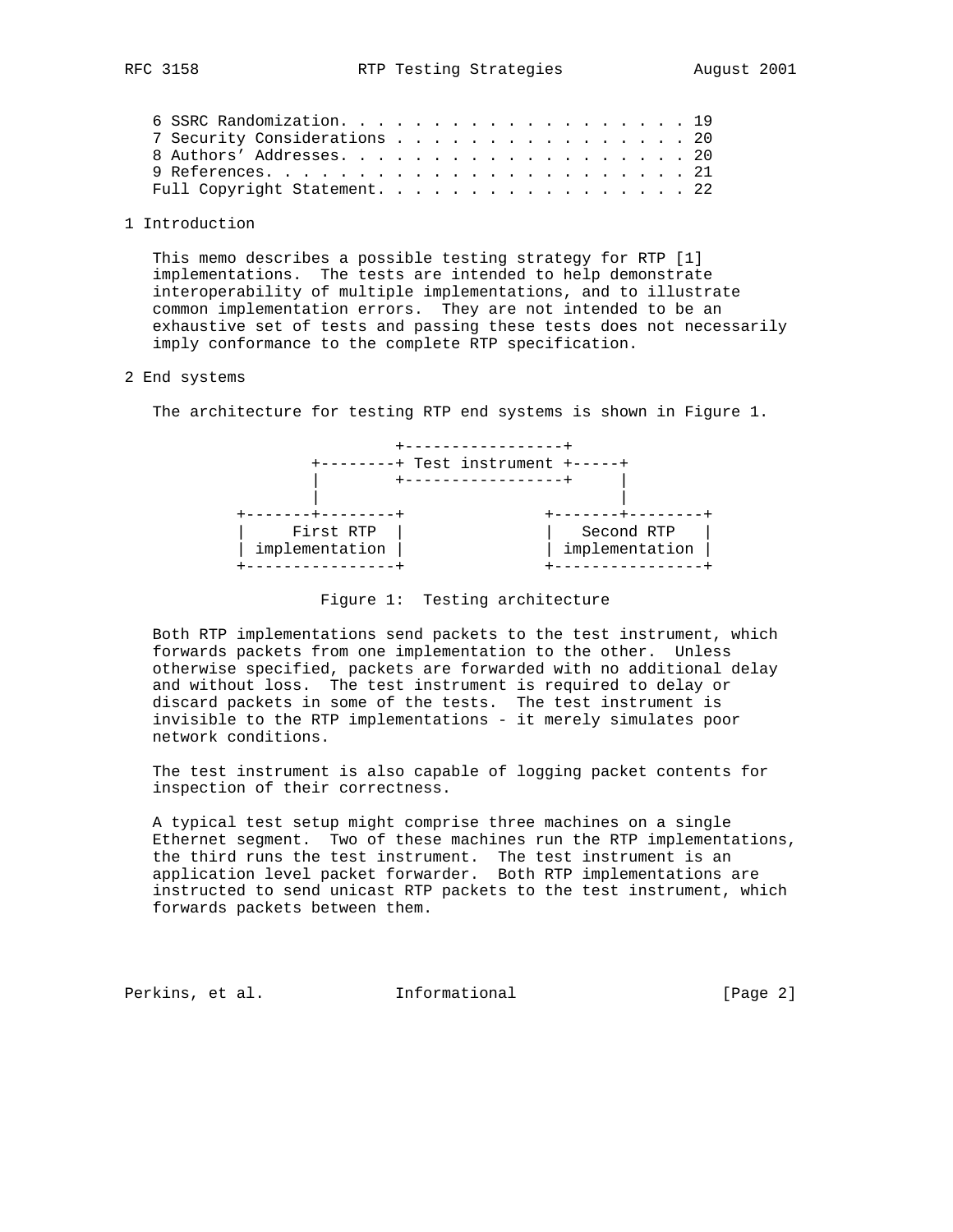6 SSRC Randomization. . . . . . . . . . . . . . . . . . . . . 19
7 Security Considerations . . . . . . . . . . . . . . . . . . 20
8 Authors' Addresses. . . . . . . . . . . . . . . . . . . . . 20
9 References. . . . . . . . . . . . . . . . . . . . . . . . . 21
Full Copyright Statement. . . . . . . . . . . . . . . . . . . 22

# 1 Introduction

This memo describes a possible testing strategy for RTP [1] implementations. The tests are intended to help demonstrate interoperability of multiple implementations, and to illustrate common implementation errors. They are not intended to be an exhaustive set of tests and passing these tests does not necessarily imply conformance to the complete RTP specification.

# 2 End systems

The architecture for testing RTP end systems is shown in Figure 1.

```
                    +-----------------+
             +--------+ Test instrument +-----+
             |        +-----------------+     |
             |                                |
     +-------+--------+              +-------+--------+
     |    First RTP   |              |   Second RTP   |
     | implementation |              | implementation |
     +----------------+              +----------------+
```

Figure 1: Testing architecture

Both RTP implementations send packets to the test instrument, which forwards packets from one implementation to the other. Unless otherwise specified, packets are forwarded with no additional delay and without loss. The test instrument is required to delay or discard packets in some of the tests. The test instrument is invisible to the RTP implementations - it merely simulates poor network conditions.

The test instrument is also capable of logging packet contents for inspection of their correctness.

A typical test setup might comprise three machines on a single Ethernet segment. Two of these machines run the RTP implementations, the third runs the test instrument. The test instrument is an application level packet forwarder. Both RTP implementations are instructed to send unicast RTP packets to the test instrument, which forwards packets between them.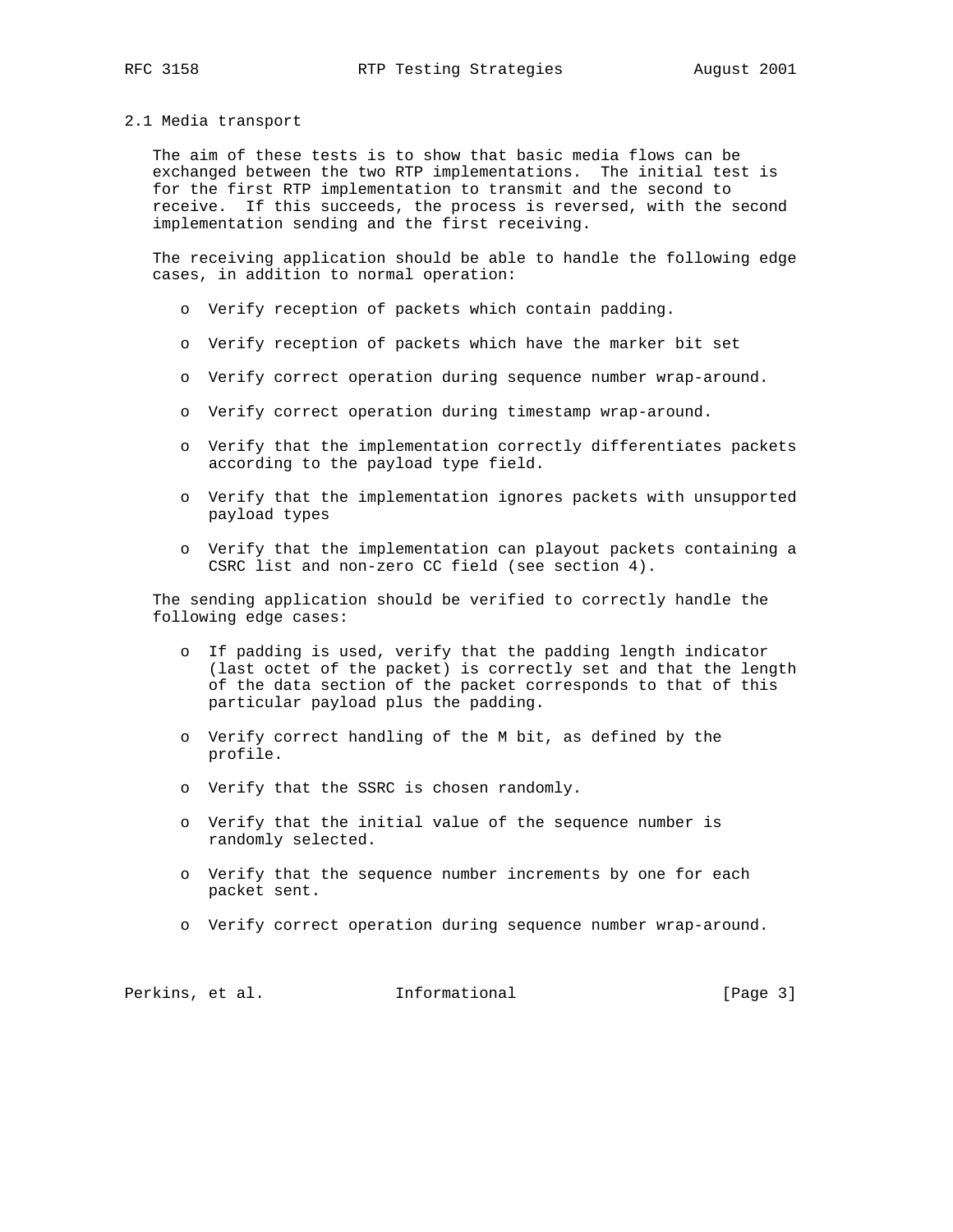## 2.1 Media transport

The aim of these tests is to show that basic media flows can be exchanged between the two RTP implementations. The initial test is for the first RTP implementation to transmit and the second to receive. If this succeeds, the process is reversed, with the second implementation sending and the first receiving.

The receiving application should be able to handle the following edge cases, in addition to normal operation:

- Verify reception of packets which contain padding.
- Verify reception of packets which have the marker bit set
- Verify correct operation during sequence number wrap-around.
- Verify correct operation during timestamp wrap-around.
- Verify that the implementation correctly differentiates packets according to the payload type field.
- Verify that the implementation ignores packets with unsupported payload types
- Verify that the implementation can playout packets containing a CSRC list and non-zero CC field (see section 4).

The sending application should be verified to correctly handle the following edge cases:

- If padding is used, verify that the padding length indicator (last octet of the packet) is correctly set and that the length of the data section of the packet corresponds to that of this particular payload plus the padding.
- Verify correct handling of the M bit, as defined by the profile.
- Verify that the SSRC is chosen randomly.
- Verify that the initial value of the sequence number is randomly selected.
- Verify that the sequence number increments by one for each packet sent.
- Verify correct operation during sequence number wrap-around.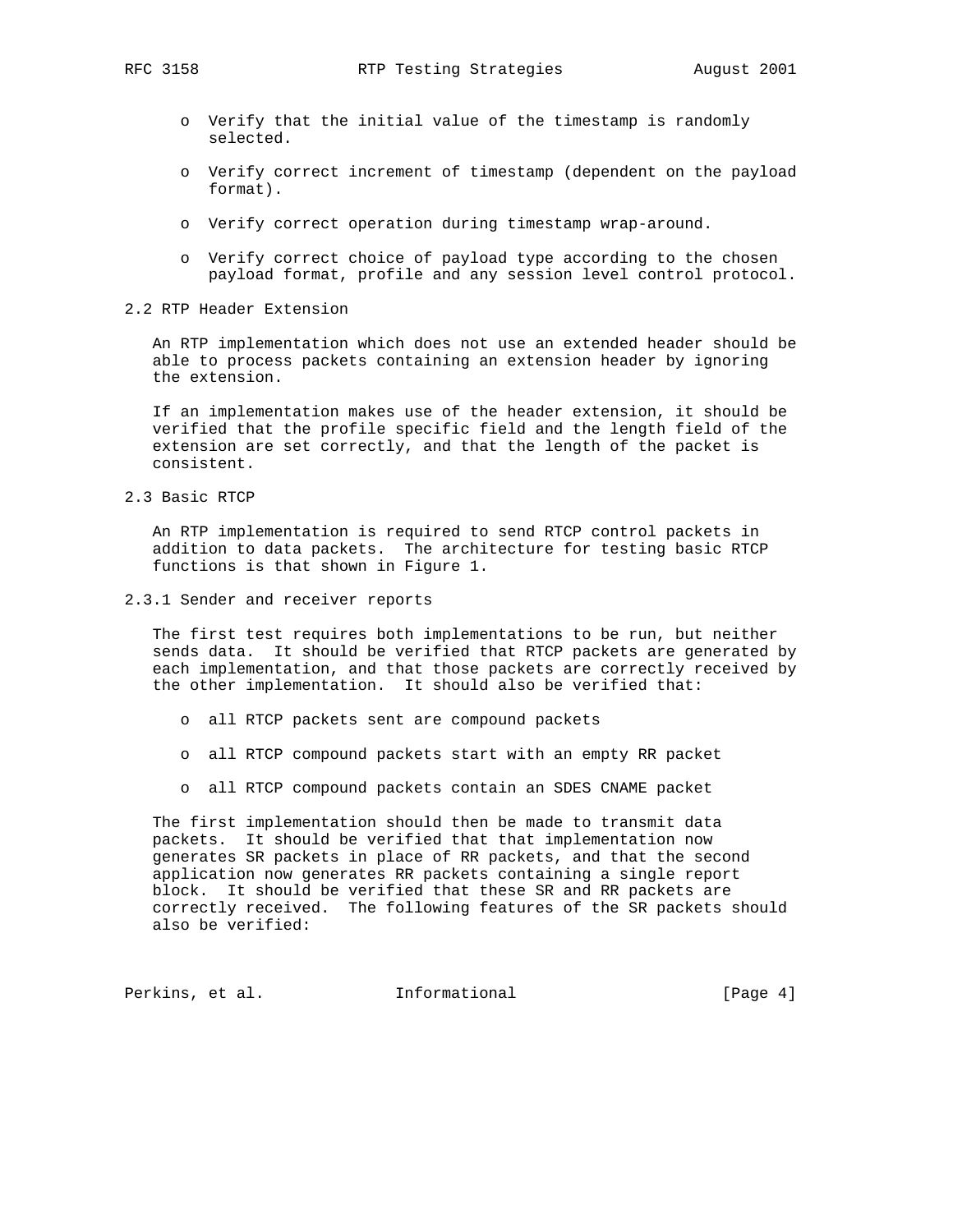- Verify that the initial value of the timestamp is randomly selected.

- Verify correct increment of timestamp (dependent on the payload format).

- Verify correct operation during timestamp wrap-around.

- Verify correct choice of payload type according to the chosen payload format, profile and any session level control protocol.

### 2.2 RTP Header Extension

An RTP implementation which does not use an extended header should be able to process packets containing an extension header by ignoring the extension.

If an implementation makes use of the header extension, it should be verified that the profile specific field and the length field of the extension are set correctly, and that the length of the packet is consistent.

### 2.3 Basic RTCP

An RTP implementation is required to send RTCP control packets in addition to data packets. The architecture for testing basic RTCP functions is that shown in Figure 1.

#### 2.3.1 Sender and receiver reports

The first test requires both implementations to be run, but neither sends data. It should be verified that RTCP packets are generated by each implementation, and that those packets are correctly received by the other implementation. It should also be verified that:

- all RTCP packets sent are compound packets

- all RTCP compound packets start with an empty RR packet

- all RTCP compound packets contain an SDES CNAME packet

The first implementation should then be made to transmit data packets. It should be verified that that implementation now generates SR packets in place of RR packets, and that the second application now generates RR packets containing a single report block. It should be verified that these SR and RR packets are correctly received. The following features of the SR packets should also be verified: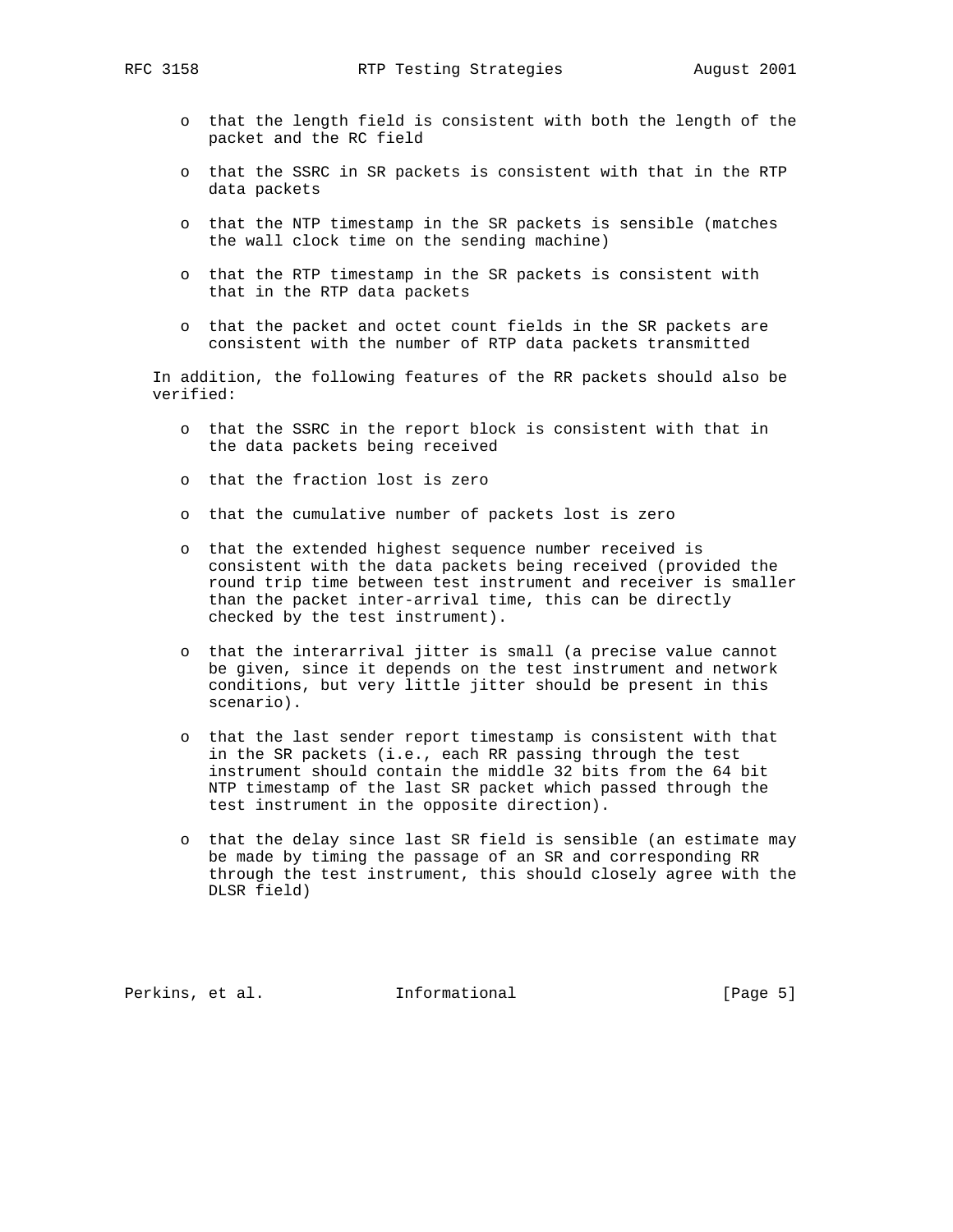- that the length field is consistent with both the length of the packet and the RC field

- that the SSRC in SR packets is consistent with that in the RTP data packets

- that the NTP timestamp in the SR packets is sensible (matches the wall clock time on the sending machine)

- that the RTP timestamp in the SR packets is consistent with that in the RTP data packets

- that the packet and octet count fields in the SR packets are consistent with the number of RTP data packets transmitted

In addition, the following features of the RR packets should also be verified:

- that the SSRC in the report block is consistent with that in the data packets being received

- that the fraction lost is zero

- that the cumulative number of packets lost is zero

- that the extended highest sequence number received is consistent with the data packets being received (provided the round trip time between test instrument and receiver is smaller than the packet inter-arrival time, this can be directly checked by the test instrument).

- that the interarrival jitter is small (a precise value cannot be given, since it depends on the test instrument and network conditions, but very little jitter should be present in this scenario).

- that the last sender report timestamp is consistent with that in the SR packets (i.e., each RR passing through the test instrument should contain the middle 32 bits from the 64 bit NTP timestamp of the last SR packet which passed through the test instrument in the opposite direction).

- that the delay since last SR field is sensible (an estimate may be made by timing the passage of an SR and corresponding RR through the test instrument, this should closely agree with the DLSR field)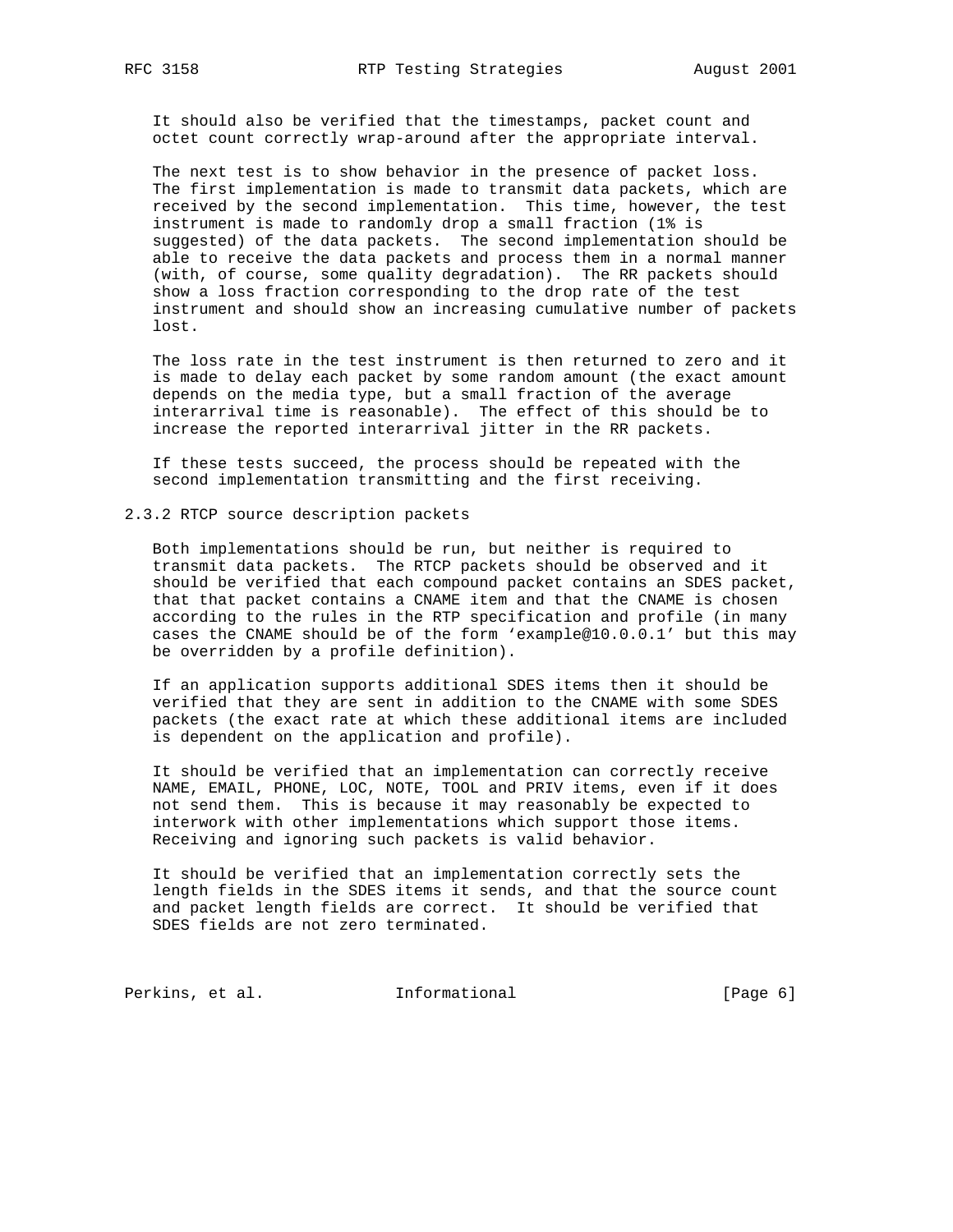It should also be verified that the timestamps, packet count and octet count correctly wrap-around after the appropriate interval.

The next test is to show behavior in the presence of packet loss. The first implementation is made to transmit data packets, which are received by the second implementation. This time, however, the test instrument is made to randomly drop a small fraction (1% is suggested) of the data packets. The second implementation should be able to receive the data packets and process them in a normal manner (with, of course, some quality degradation). The RR packets should show a loss fraction corresponding to the drop rate of the test instrument and should show an increasing cumulative number of packets lost.

The loss rate in the test instrument is then returned to zero and it is made to delay each packet by some random amount (the exact amount depends on the media type, but a small fraction of the average interarrival time is reasonable). The effect of this should be to increase the reported interarrival jitter in the RR packets.

If these tests succeed, the process should be repeated with the second implementation transmitting and the first receiving.

### 2.3.2 RTCP source description packets

Both implementations should be run, but neither is required to transmit data packets. The RTCP packets should be observed and it should be verified that each compound packet contains an SDES packet, that that packet contains a CNAME item and that the CNAME is chosen according to the rules in the RTP specification and profile (in many cases the CNAME should be of the form 'example@10.0.0.1' but this may be overridden by a profile definition).

If an application supports additional SDES items then it should be verified that they are sent in addition to the CNAME with some SDES packets (the exact rate at which these additional items are included is dependent on the application and profile).

It should be verified that an implementation can correctly receive NAME, EMAIL, PHONE, LOC, NOTE, TOOL and PRIV items, even if it does not send them. This is because it may reasonably be expected to interwork with other implementations which support those items. Receiving and ignoring such packets is valid behavior.

It should be verified that an implementation correctly sets the length fields in the SDES items it sends, and that the source count and packet length fields are correct. It should be verified that SDES fields are not zero terminated.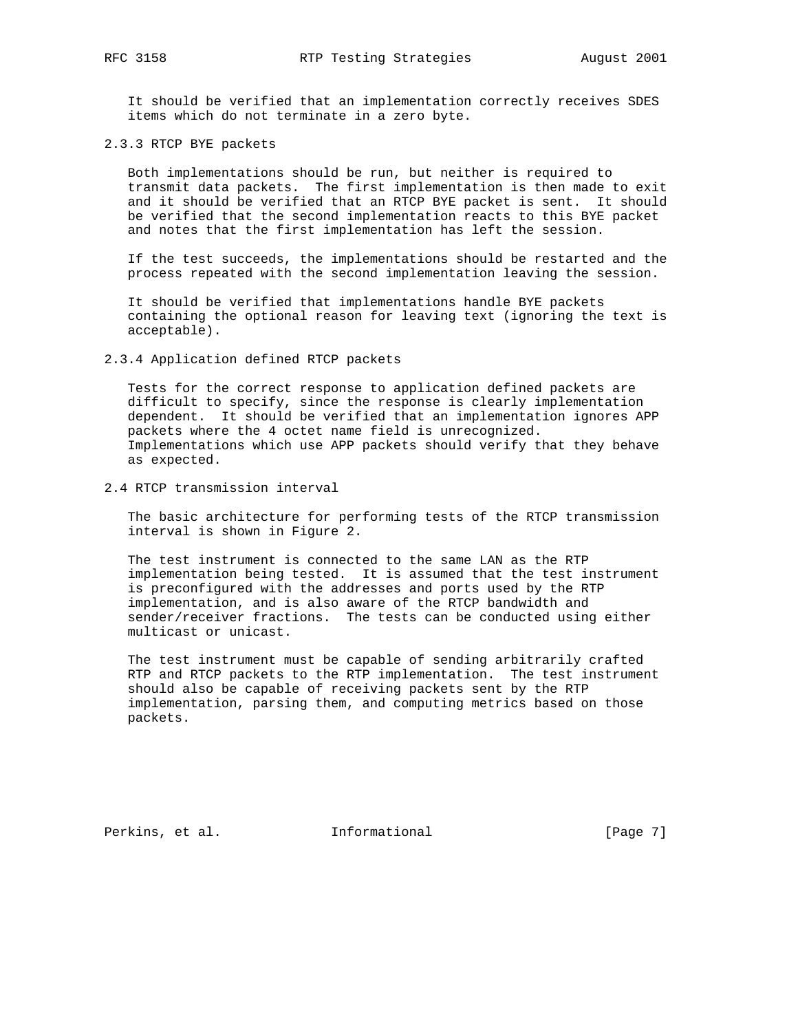It should be verified that an implementation correctly receives SDES items which do not terminate in a zero byte.

### 2.3.3 RTCP BYE packets

Both implementations should be run, but neither is required to transmit data packets. The first implementation is then made to exit and it should be verified that an RTCP BYE packet is sent. It should be verified that the second implementation reacts to this BYE packet and notes that the first implementation has left the session.

If the test succeeds, the implementations should be restarted and the process repeated with the second implementation leaving the session.

It should be verified that implementations handle BYE packets containing the optional reason for leaving text (ignoring the text is acceptable).

### 2.3.4 Application defined RTCP packets

Tests for the correct response to application defined packets are difficult to specify, since the response is clearly implementation dependent. It should be verified that an implementation ignores APP packets where the 4 octet name field is unrecognized. Implementations which use APP packets should verify that they behave as expected.

## 2.4 RTCP transmission interval

The basic architecture for performing tests of the RTCP transmission interval is shown in Figure 2.

The test instrument is connected to the same LAN as the RTP implementation being tested. It is assumed that the test instrument is preconfigured with the addresses and ports used by the RTP implementation, and is also aware of the RTCP bandwidth and sender/receiver fractions. The tests can be conducted using either multicast or unicast.

The test instrument must be capable of sending arbitrarily crafted RTP and RTCP packets to the RTP implementation. The test instrument should also be capable of receiving packets sent by the RTP implementation, parsing them, and computing metrics based on those packets.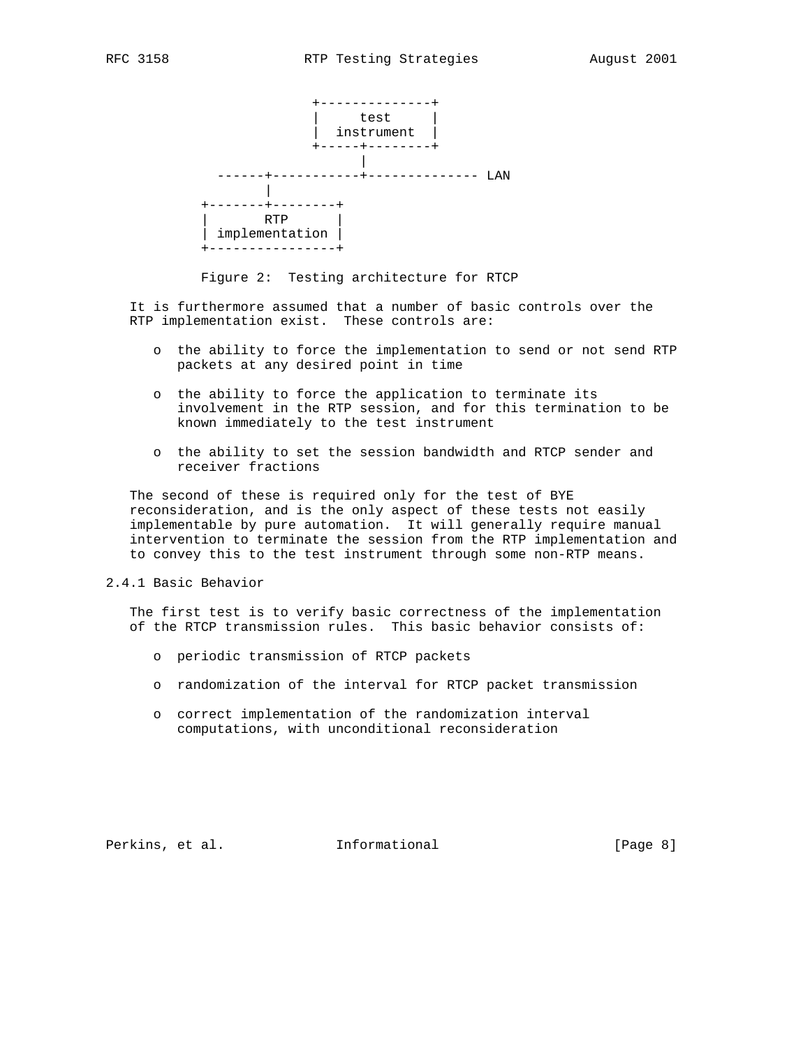```
                    +--------------+
                    |     test     |
                    |  instrument  |
                    +-----+--------+
                          |
          ------+-----------+-------------- LAN
                |
          +-------+--------+
          |       RTP      |
          | implementation |
          +----------------+
```

Figure 2: Testing architecture for RTCP

It is furthermore assumed that a number of basic controls over the RTP implementation exist. These controls are:

- the ability to force the implementation to send or not send RTP packets at any desired point in time
- the ability to force the application to terminate its involvement in the RTP session, and for this termination to be known immediately to the test instrument
- the ability to set the session bandwidth and RTCP sender and receiver fractions

The second of these is required only for the test of BYE reconsideration, and is the only aspect of these tests not easily implementable by pure automation. It will generally require manual intervention to terminate the session from the RTP implementation and to convey this to the test instrument through some non-RTP means.

### 2.4.1 Basic Behavior

The first test is to verify basic correctness of the implementation of the RTCP transmission rules. This basic behavior consists of:

- periodic transmission of RTCP packets
- randomization of the interval for RTCP packet transmission
- correct implementation of the randomization interval computations, with unconditional reconsideration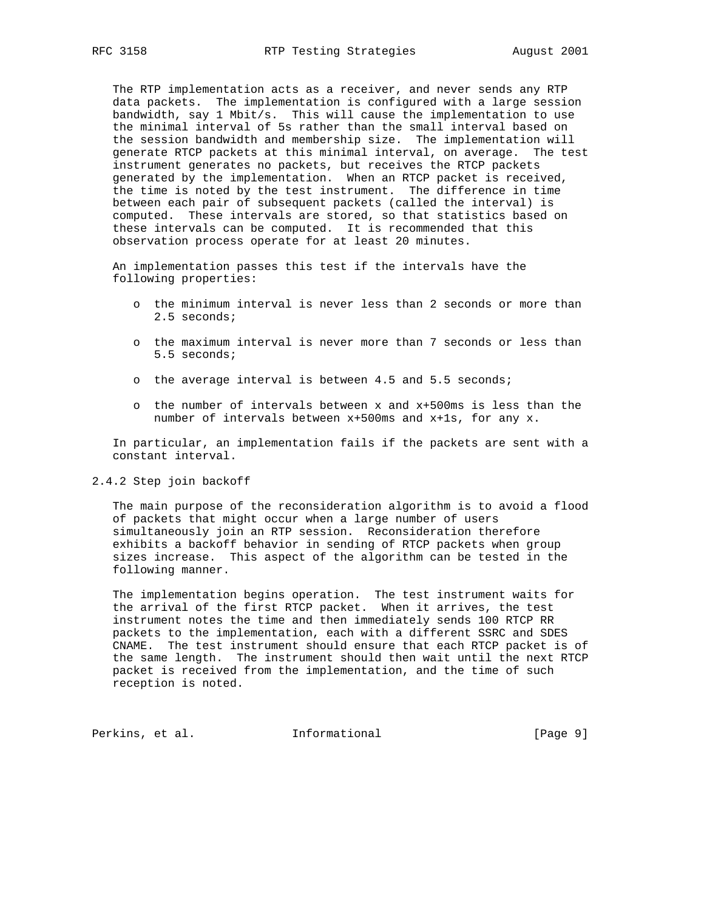The RTP implementation acts as a receiver, and never sends any RTP data packets. The implementation is configured with a large session bandwidth, say 1 Mbit/s. This will cause the implementation to use the minimal interval of 5s rather than the small interval based on the session bandwidth and membership size. The implementation will generate RTCP packets at this minimal interval, on average. The test instrument generates no packets, but receives the RTCP packets generated by the implementation. When an RTCP packet is received, the time is noted by the test instrument. The difference in time between each pair of subsequent packets (called the interval) is computed. These intervals are stored, so that statistics based on these intervals can be computed. It is recommended that this observation process operate for at least 20 minutes.

An implementation passes this test if the intervals have the following properties:

- the minimum interval is never less than 2 seconds or more than 2.5 seconds;
- the maximum interval is never more than 7 seconds or less than 5.5 seconds;
- the average interval is between 4.5 and 5.5 seconds;
- the number of intervals between x and x+500ms is less than the number of intervals between x+500ms and x+1s, for any x.

In particular, an implementation fails if the packets are sent with a constant interval.

### 2.4.2 Step join backoff

The main purpose of the reconsideration algorithm is to avoid a flood of packets that might occur when a large number of users simultaneously join an RTP session. Reconsideration therefore exhibits a backoff behavior in sending of RTCP packets when group sizes increase. This aspect of the algorithm can be tested in the following manner.

The implementation begins operation. The test instrument waits for the arrival of the first RTCP packet. When it arrives, the test instrument notes the time and then immediately sends 100 RTCP RR packets to the implementation, each with a different SSRC and SDES CNAME. The test instrument should ensure that each RTCP packet is of the same length. The instrument should then wait until the next RTCP packet is received from the implementation, and the time of such reception is noted.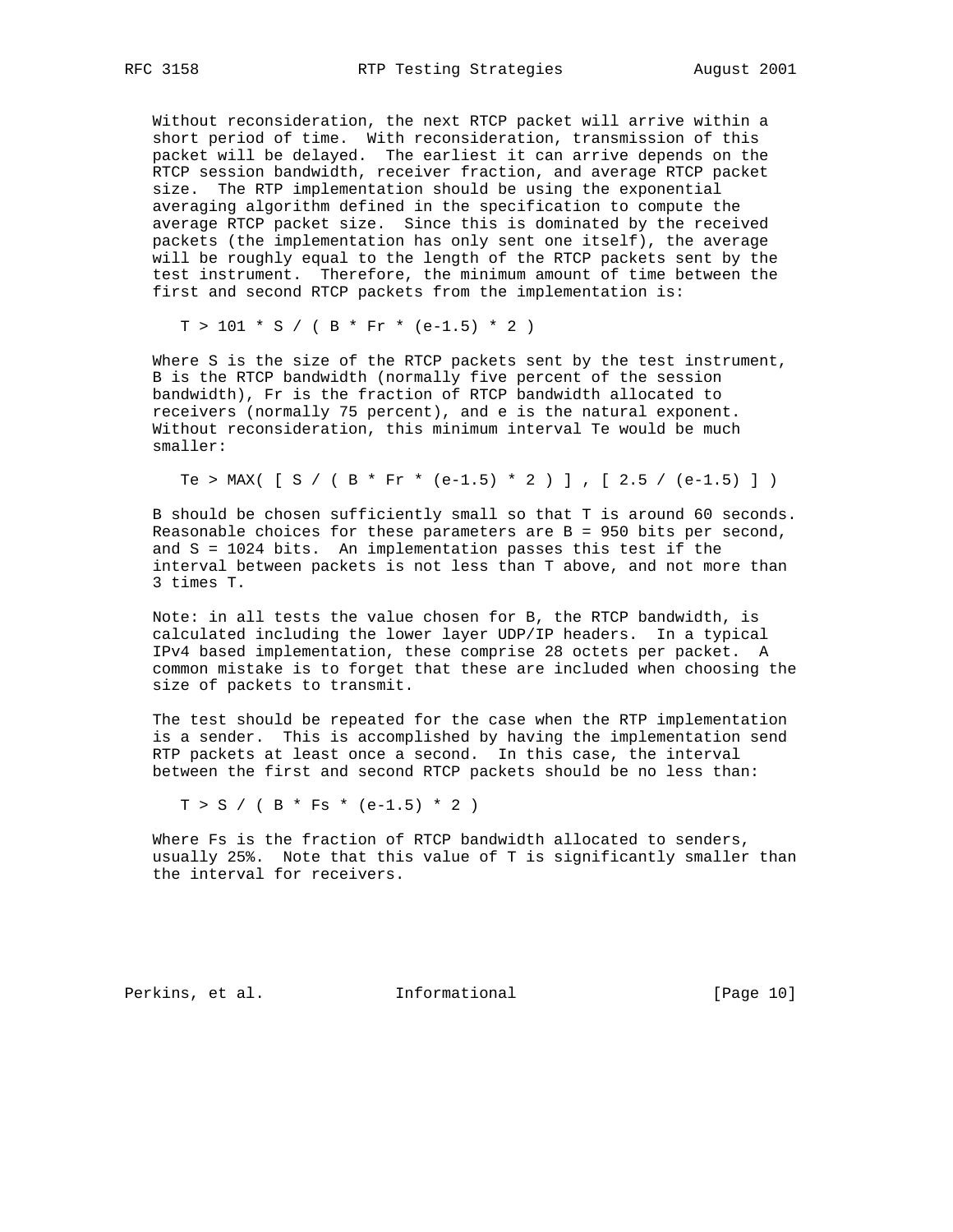Without reconsideration, the next RTCP packet will arrive within a short period of time. With reconsideration, transmission of this packet will be delayed. The earliest it can arrive depends on the RTCP session bandwidth, receiver fraction, and average RTCP packet size. The RTP implementation should be using the exponential averaging algorithm defined in the specification to compute the average RTCP packet size. Since this is dominated by the received packets (the implementation has only sent one itself), the average will be roughly equal to the length of the RTCP packets sent by the test instrument. Therefore, the minimum amount of time between the first and second RTCP packets from the implementation is:

$$T > 101 * S / ( B * Fr * (e-1.5) * 2 )$$

Where S is the size of the RTCP packets sent by the test instrument, B is the RTCP bandwidth (normally five percent of the session bandwidth), Fr is the fraction of RTCP bandwidth allocated to receivers (normally 75 percent), and e is the natural exponent. Without reconsideration, this minimum interval Te would be much smaller:

$$Te > MAX( [ S / ( B * Fr * (e-1.5) * 2 ) ] , [ 2.5 / (e-1.5) ] )$$

B should be chosen sufficiently small so that T is around 60 seconds. Reasonable choices for these parameters are B = 950 bits per second, and S = 1024 bits. An implementation passes this test if the interval between packets is not less than T above, and not more than 3 times T.

Note: in all tests the value chosen for B, the RTCP bandwidth, is calculated including the lower layer UDP/IP headers. In a typical IPv4 based implementation, these comprise 28 octets per packet. A common mistake is to forget that these are included when choosing the size of packets to transmit.

The test should be repeated for the case when the RTP implementation is a sender. This is accomplished by having the implementation send RTP packets at least once a second. In this case, the interval between the first and second RTCP packets should be no less than:

$$T > S / ( B * Fs * (e-1.5) * 2 )$$

Where Fs is the fraction of RTCP bandwidth allocated to senders, usually 25%. Note that this value of T is significantly smaller than the interval for receivers.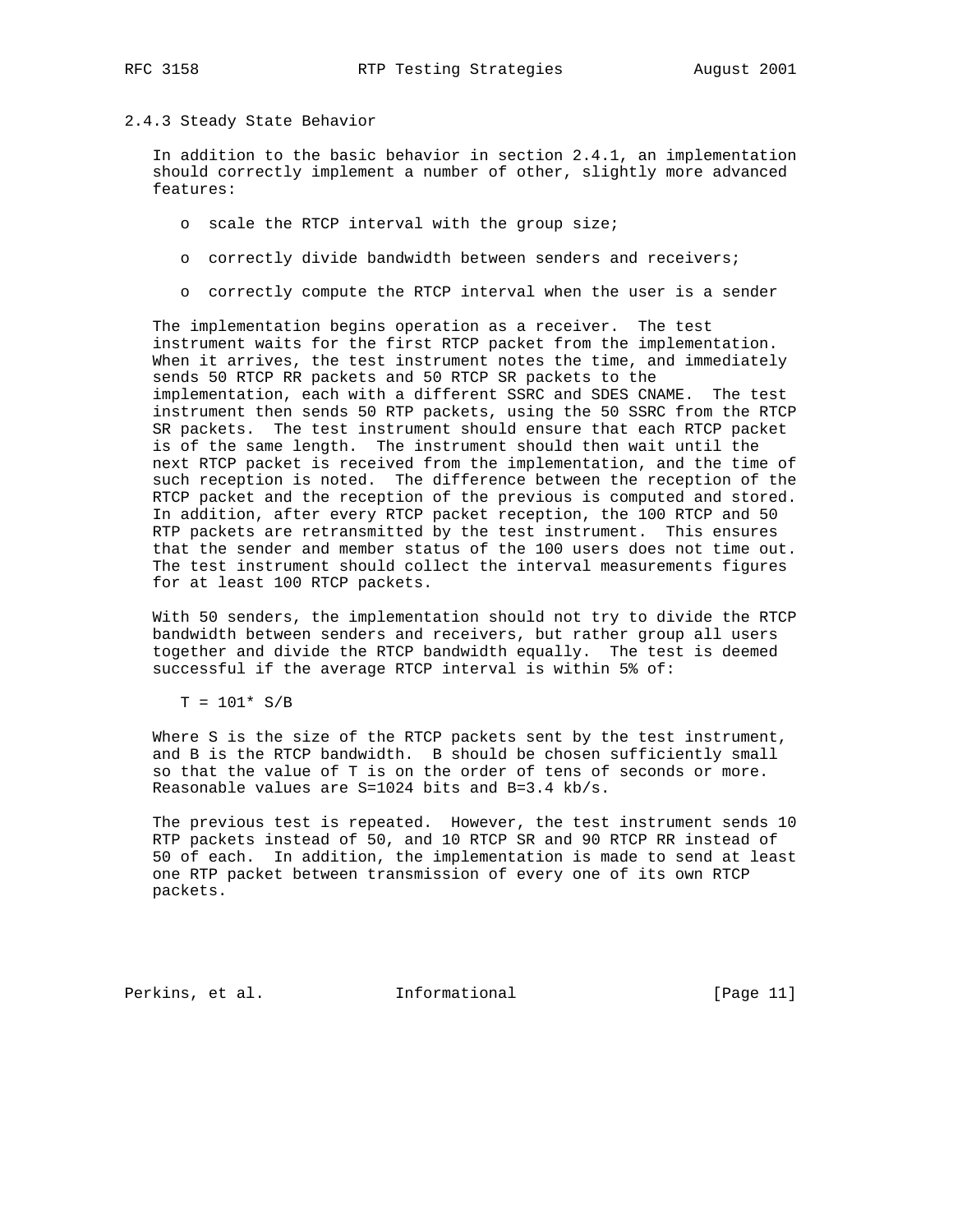### 2.4.3 Steady State Behavior

In addition to the basic behavior in section 2.4.1, an implementation should correctly implement a number of other, slightly more advanced features:

- scale the RTCP interval with the group size;
- correctly divide bandwidth between senders and receivers;
- correctly compute the RTCP interval when the user is a sender

The implementation begins operation as a receiver. The test instrument waits for the first RTCP packet from the implementation. When it arrives, the test instrument notes the time, and immediately sends 50 RTCP RR packets and 50 RTCP SR packets to the implementation, each with a different SSRC and SDES CNAME. The test instrument then sends 50 RTP packets, using the 50 SSRC from the RTCP SR packets. The test instrument should ensure that each RTCP packet is of the same length. The instrument should then wait until the next RTCP packet is received from the implementation, and the time of such reception is noted. The difference between the reception of the RTCP packet and the reception of the previous is computed and stored. In addition, after every RTCP packet reception, the 100 RTCP and 50 RTP packets are retransmitted by the test instrument. This ensures that the sender and member status of the 100 users does not time out. The test instrument should collect the interval measurements figures for at least 100 RTCP packets.

With 50 senders, the implementation should not try to divide the RTCP bandwidth between senders and receivers, but rather group all users together and divide the RTCP bandwidth equally. The test is deemed successful if the average RTCP interval is within 5% of:

$$T = 101 * S/B$$

Where S is the size of the RTCP packets sent by the test instrument, and B is the RTCP bandwidth. B should be chosen sufficiently small so that the value of T is on the order of tens of seconds or more. Reasonable values are S=1024 bits and B=3.4 kb/s.

The previous test is repeated. However, the test instrument sends 10 RTP packets instead of 50, and 10 RTCP SR and 90 RTCP RR instead of 50 of each. In addition, the implementation is made to send at least one RTP packet between transmission of every one of its own RTCP packets.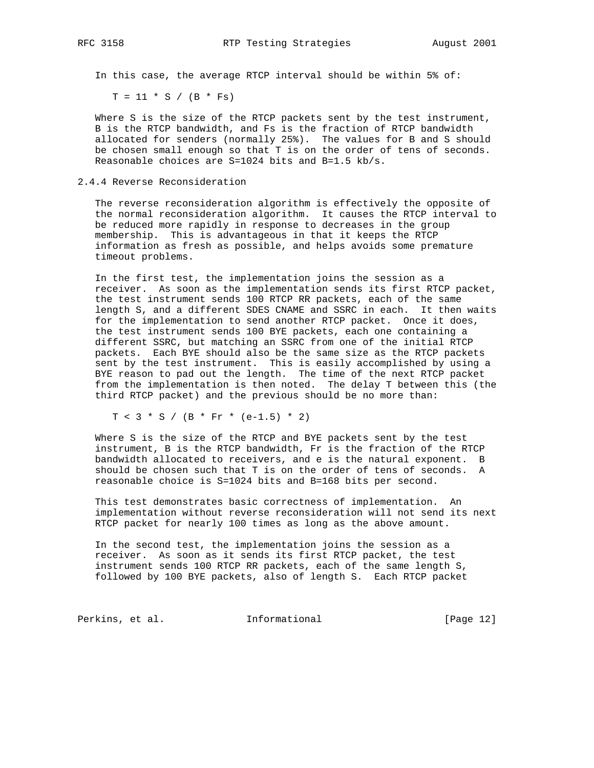In this case, the average RTCP interval should be within 5% of:

$$T = 11 * S / (B * Fs)$$

Where S is the size of the RTCP packets sent by the test instrument, B is the RTCP bandwidth, and Fs is the fraction of RTCP bandwidth allocated for senders (normally 25%). The values for B and S should be chosen small enough so that T is on the order of tens of seconds. Reasonable choices are S=1024 bits and B=1.5 kb/s.

### 2.4.4 Reverse Reconsideration

The reverse reconsideration algorithm is effectively the opposite of the normal reconsideration algorithm. It causes the RTCP interval to be reduced more rapidly in response to decreases in the group membership. This is advantageous in that it keeps the RTCP information as fresh as possible, and helps avoids some premature timeout problems.

In the first test, the implementation joins the session as a receiver. As soon as the implementation sends its first RTCP packet, the test instrument sends 100 RTCP RR packets, each of the same length S, and a different SDES CNAME and SSRC in each. It then waits for the implementation to send another RTCP packet. Once it does, the test instrument sends 100 BYE packets, each one containing a different SSRC, but matching an SSRC from one of the initial RTCP packets. Each BYE should also be the same size as the RTCP packets sent by the test instrument. This is easily accomplished by using a BYE reason to pad out the length. The time of the next RTCP packet from the implementation is then noted. The delay T between this (the third RTCP packet) and the previous should be no more than:

$$T < 3 * S / (B * Fr * (e-1.5) * 2)$$

Where S is the size of the RTCP and BYE packets sent by the test instrument, B is the RTCP bandwidth, Fr is the fraction of the RTCP bandwidth allocated to receivers, and e is the natural exponent. B should be chosen such that T is on the order of tens of seconds. A reasonable choice is S=1024 bits and B=168 bits per second.

This test demonstrates basic correctness of implementation. An implementation without reverse reconsideration will not send its next RTCP packet for nearly 100 times as long as the above amount.

In the second test, the implementation joins the session as a receiver. As soon as it sends its first RTCP packet, the test instrument sends 100 RTCP RR packets, each of the same length S, followed by 100 BYE packets, also of length S. Each RTCP packet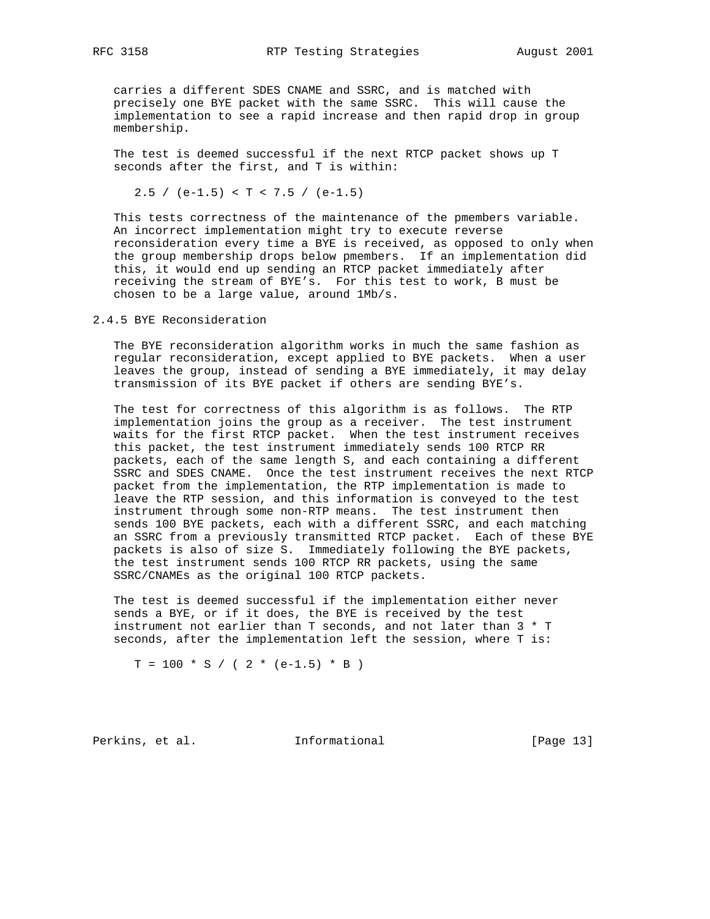carries a different SDES CNAME and SSRC, and is matched with precisely one BYE packet with the same SSRC. This will cause the implementation to see a rapid increase and then rapid drop in group membership.

The test is deemed successful if the next RTCP packet shows up T seconds after the first, and T is within:

$$2.5 / (e-1.5) < T < 7.5 / (e-1.5)$$

This tests correctness of the maintenance of the pmembers variable. An incorrect implementation might try to execute reverse reconsideration every time a BYE is received, as opposed to only when the group membership drops below pmembers. If an implementation did this, it would end up sending an RTCP packet immediately after receiving the stream of BYE's. For this test to work, B must be chosen to be a large value, around 1Mb/s.

### 2.4.5 BYE Reconsideration

The BYE reconsideration algorithm works in much the same fashion as regular reconsideration, except applied to BYE packets. When a user leaves the group, instead of sending a BYE immediately, it may delay transmission of its BYE packet if others are sending BYE's.

The test for correctness of this algorithm is as follows. The RTP implementation joins the group as a receiver. The test instrument waits for the first RTCP packet. When the test instrument receives this packet, the test instrument immediately sends 100 RTCP RR packets, each of the same length S, and each containing a different SSRC and SDES CNAME. Once the test instrument receives the next RTCP packet from the implementation, the RTP implementation is made to leave the RTP session, and this information is conveyed to the test instrument through some non-RTP means. The test instrument then sends 100 BYE packets, each with a different SSRC, and each matching an SSRC from a previously transmitted RTCP packet. Each of these BYE packets is also of size S. Immediately following the BYE packets, the test instrument sends 100 RTCP RR packets, using the same SSRC/CNAMEs as the original 100 RTCP packets.

The test is deemed successful if the implementation either never sends a BYE, or if it does, the BYE is received by the test instrument not earlier than T seconds, and not later than 3 * T seconds, after the implementation left the session, where T is:

$$T = 100 * S / ( 2 * (e-1.5) * B )$$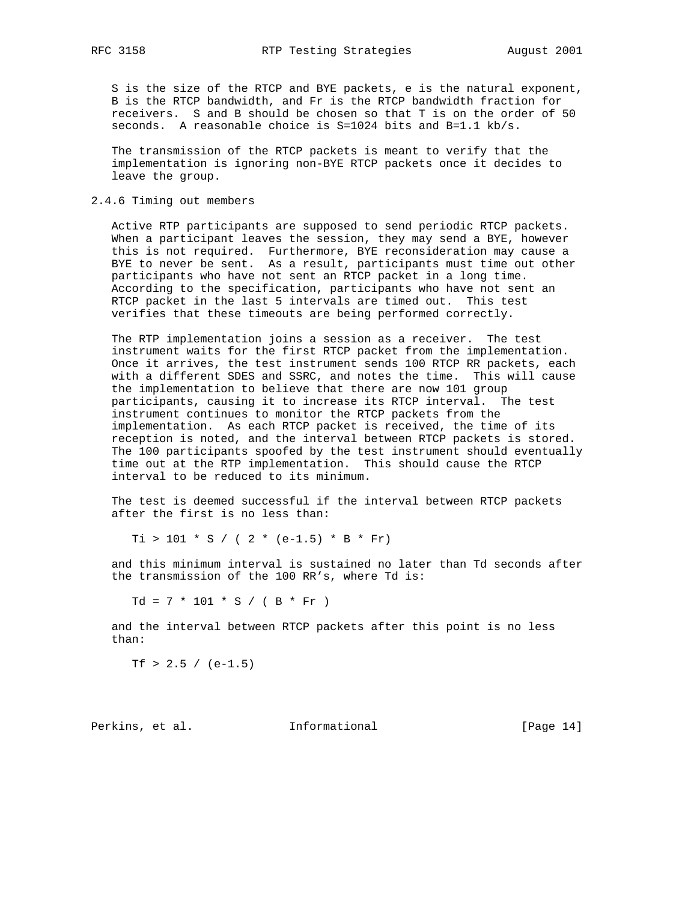S is the size of the RTCP and BYE packets, e is the natural exponent, B is the RTCP bandwidth, and Fr is the RTCP bandwidth fraction for receivers. S and B should be chosen so that T is on the order of 50 seconds. A reasonable choice is S=1024 bits and B=1.1 kb/s.

The transmission of the RTCP packets is meant to verify that the implementation is ignoring non-BYE RTCP packets once it decides to leave the group.

### 2.4.6 Timing out members

Active RTP participants are supposed to send periodic RTCP packets. When a participant leaves the session, they may send a BYE, however this is not required. Furthermore, BYE reconsideration may cause a BYE to never be sent. As a result, participants must time out other participants who have not sent an RTCP packet in a long time. According to the specification, participants who have not sent an RTCP packet in the last 5 intervals are timed out. This test verifies that these timeouts are being performed correctly.

The RTP implementation joins a session as a receiver. The test instrument waits for the first RTCP packet from the implementation. Once it arrives, the test instrument sends 100 RTCP RR packets, each with a different SDES and SSRC, and notes the time. This will cause the implementation to believe that there are now 101 group participants, causing it to increase its RTCP interval. The test instrument continues to monitor the RTCP packets from the implementation. As each RTCP packet is received, the time of its reception is noted, and the interval between RTCP packets is stored. The 100 participants spoofed by the test instrument should eventually time out at the RTP implementation. This should cause the RTCP interval to be reduced to its minimum.

The test is deemed successful if the interval between RTCP packets after the first is no less than:

$$Ti > 101 * S / ( 2 * (e-1.5) * B * Fr)$$

and this minimum interval is sustained no later than Td seconds after the transmission of the 100 RR's, where Td is:

$$Td = 7 * 101 * S / ( B * Fr )$$

and the interval between RTCP packets after this point is no less than:

$$Tf > 2.5 / (e-1.5)$$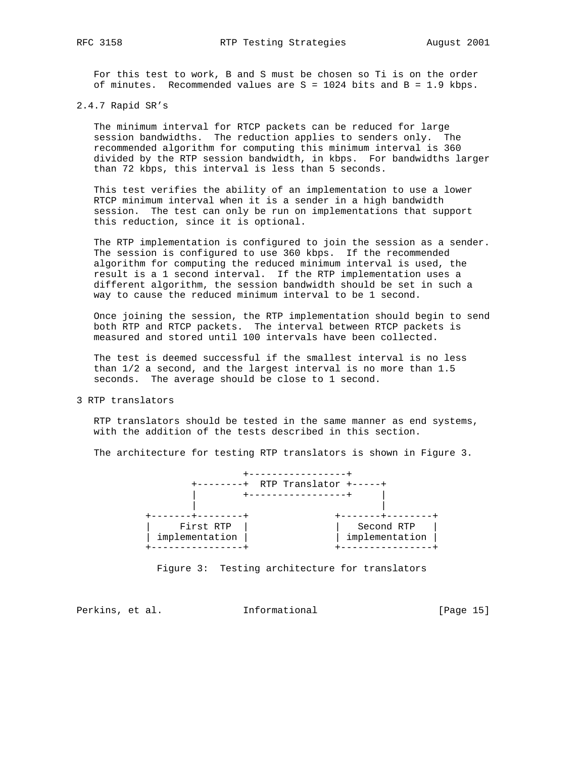For this test to work, B and S must be chosen so Ti is on the order of minutes. Recommended values are S = 1024 bits and B = 1.9 kbps.

### 2.4.7 Rapid SR's

The minimum interval for RTCP packets can be reduced for large session bandwidths. The reduction applies to senders only. The recommended algorithm for computing this minimum interval is 360 divided by the RTP session bandwidth, in kbps. For bandwidths larger than 72 kbps, this interval is less than 5 seconds.

This test verifies the ability of an implementation to use a lower RTCP minimum interval when it is a sender in a high bandwidth session. The test can only be run on implementations that support this reduction, since it is optional.

The RTP implementation is configured to join the session as a sender. The session is configured to use 360 kbps. If the recommended algorithm for computing the reduced minimum interval is used, the result is a 1 second interval. If the RTP implementation uses a different algorithm, the session bandwidth should be set in such a way to cause the reduced minimum interval to be 1 second.

Once joining the session, the RTP implementation should begin to send both RTP and RTCP packets. The interval between RTCP packets is measured and stored until 100 intervals have been collected.

The test is deemed successful if the smallest interval is no less than 1/2 a second, and the largest interval is no more than 1.5 seconds. The average should be close to 1 second.

## 3 RTP translators

RTP translators should be tested in the same manner as end systems, with the addition of the tests described in this section.

The architecture for testing RTP translators is shown in Figure 3.

```
                  +-----------------+
         +--------+  RTP Translator +-----+
         |        +-----------------+     |
         |                                |
 +-------+--------+               +-------+--------+
 |    First RTP   |               |   Second RTP   |
 | implementation |               | implementation |
 +----------------+               +----------------+
```

Figure 3: Testing architecture for translators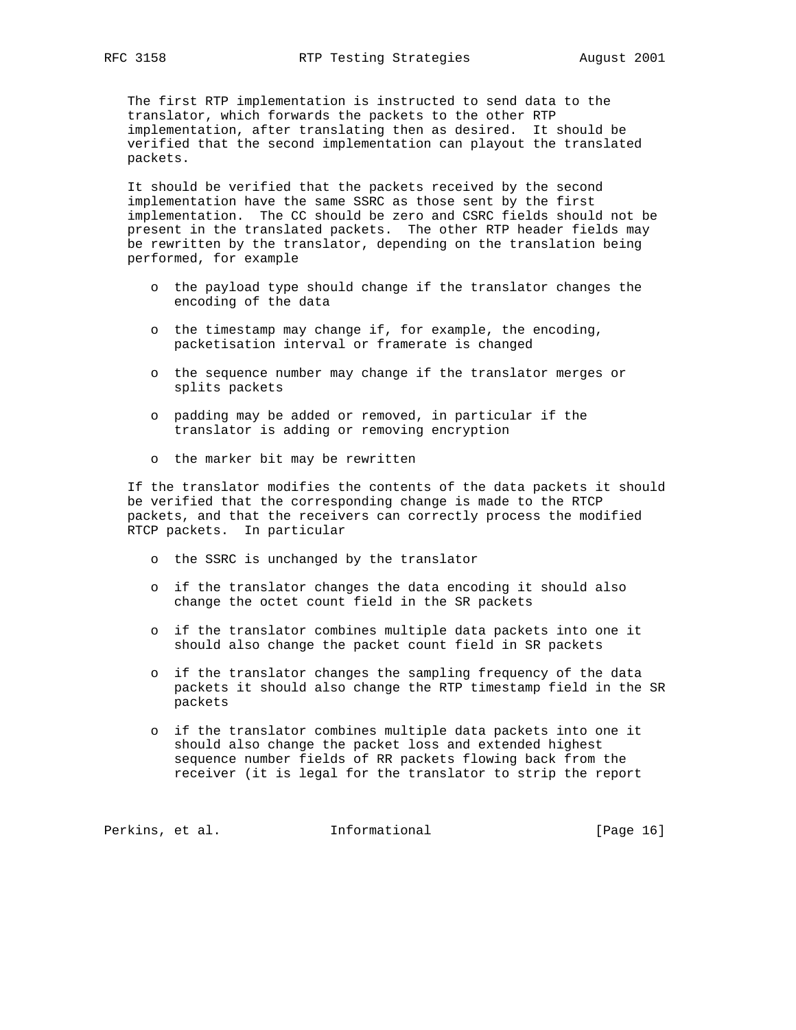The first RTP implementation is instructed to send data to the translator, which forwards the packets to the other RTP implementation, after translating then as desired. It should be verified that the second implementation can playout the translated packets.

It should be verified that the packets received by the second implementation have the same SSRC as those sent by the first implementation. The CC should be zero and CSRC fields should not be present in the translated packets. The other RTP header fields may be rewritten by the translator, depending on the translation being performed, for example

- the payload type should change if the translator changes the encoding of the data
- the timestamp may change if, for example, the encoding, packetisation interval or framerate is changed
- the sequence number may change if the translator merges or splits packets
- padding may be added or removed, in particular if the translator is adding or removing encryption
- the marker bit may be rewritten

If the translator modifies the contents of the data packets it should be verified that the corresponding change is made to the RTCP packets, and that the receivers can correctly process the modified RTCP packets. In particular

- the SSRC is unchanged by the translator
- if the translator changes the data encoding it should also change the octet count field in the SR packets
- if the translator combines multiple data packets into one it should also change the packet count field in SR packets
- if the translator changes the sampling frequency of the data packets it should also change the RTP timestamp field in the SR packets
- if the translator combines multiple data packets into one it should also change the packet loss and extended highest sequence number fields of RR packets flowing back from the receiver (it is legal for the translator to strip the report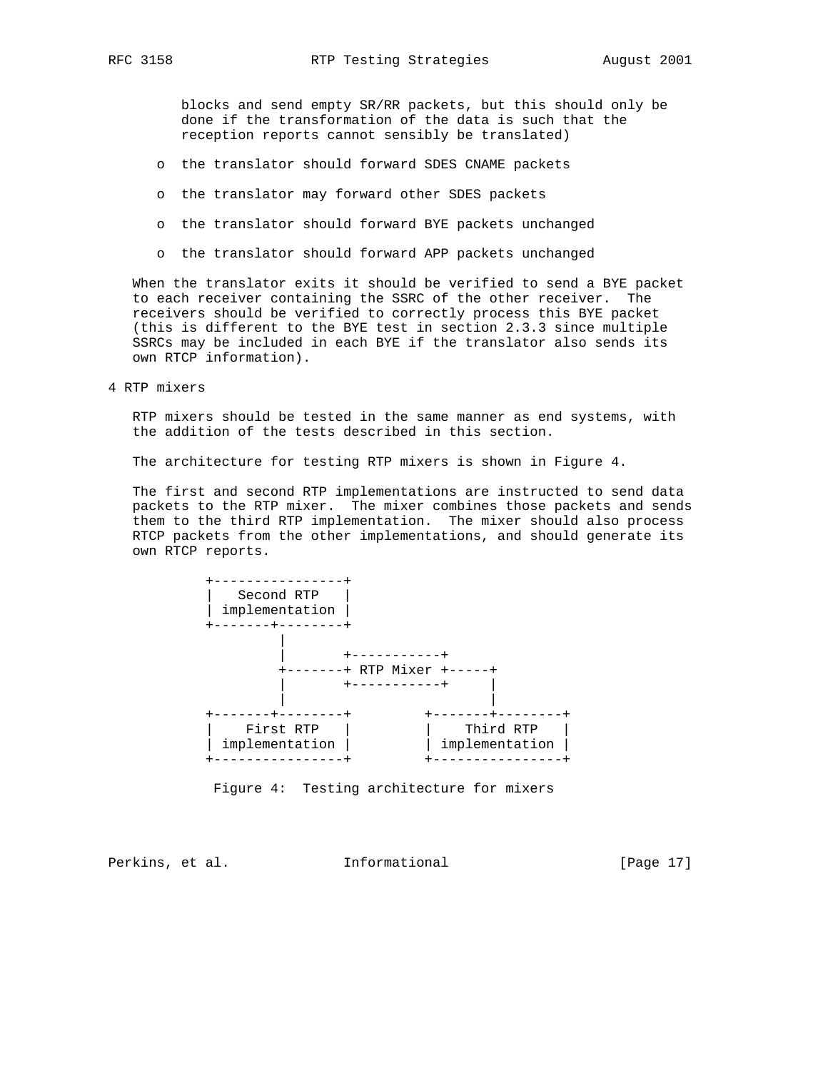blocks and send empty SR/RR packets, but this should only be done if the transformation of the data is such that the reception reports cannot sensibly be translated)

- the translator should forward SDES CNAME packets
- the translator may forward other SDES packets
- the translator should forward BYE packets unchanged
- the translator should forward APP packets unchanged

When the translator exits it should be verified to send a BYE packet to each receiver containing the SSRC of the other receiver. The receivers should be verified to correctly process this BYE packet (this is different to the BYE test in section 2.3.3 since multiple SSRCs may be included in each BYE if the translator also sends its own RTCP information).

# 4 RTP mixers

RTP mixers should be tested in the same manner as end systems, with the addition of the tests described in this section.

The architecture for testing RTP mixers is shown in Figure 4.

The first and second RTP implementations are instructed to send data packets to the RTP mixer. The mixer combines those packets and sends them to the third RTP implementation. The mixer should also process RTCP packets from the other implementations, and should generate its own RTCP reports.

```
          +----------------+
          |   Second RTP   |
          | implementation |
          +-------+--------+
                  |
                  |       +-----------+
                  +-------+ RTP Mixer +-----+
                  |       +-----------+     |
                  |                         |
          +-------+--------+         +-------+--------+
          |    First RTP   |         |    Third RTP   |
          | implementation |         | implementation |
          +----------------+         +----------------+
```

Figure 4: Testing architecture for mixers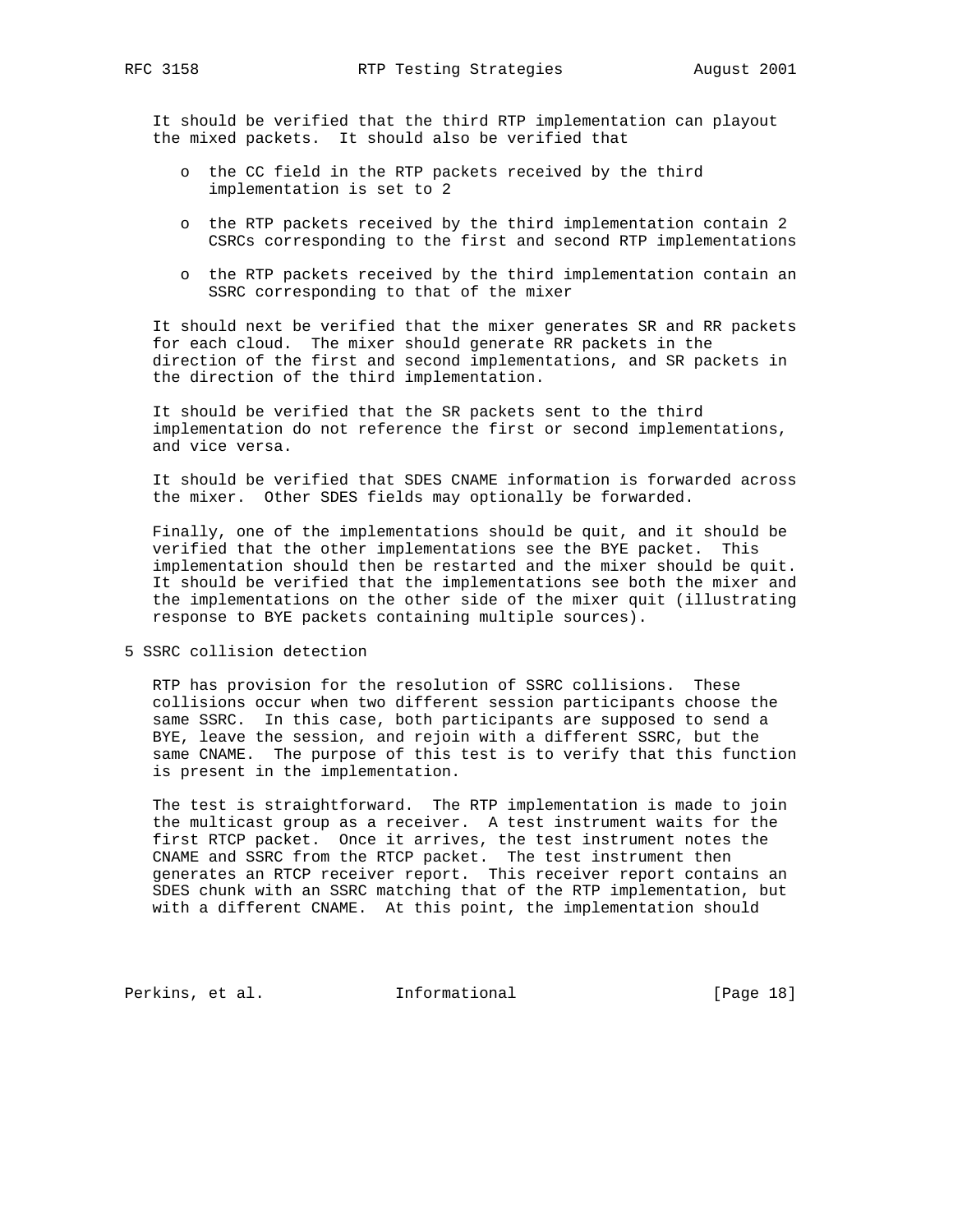It should be verified that the third RTP implementation can playout the mixed packets. It should also be verified that

- the CC field in the RTP packets received by the third implementation is set to 2
- the RTP packets received by the third implementation contain 2 CSRCs corresponding to the first and second RTP implementations
- the RTP packets received by the third implementation contain an SSRC corresponding to that of the mixer

It should next be verified that the mixer generates SR and RR packets for each cloud. The mixer should generate RR packets in the direction of the first and second implementations, and SR packets in the direction of the third implementation.

It should be verified that the SR packets sent to the third implementation do not reference the first or second implementations, and vice versa.

It should be verified that SDES CNAME information is forwarded across the mixer. Other SDES fields may optionally be forwarded.

Finally, one of the implementations should be quit, and it should be verified that the other implementations see the BYE packet. This implementation should then be restarted and the mixer should be quit. It should be verified that the implementations see both the mixer and the implementations on the other side of the mixer quit (illustrating response to BYE packets containing multiple sources).

# 5 SSRC collision detection

RTP has provision for the resolution of SSRC collisions. These collisions occur when two different session participants choose the same SSRC. In this case, both participants are supposed to send a BYE, leave the session, and rejoin with a different SSRC, but the same CNAME. The purpose of this test is to verify that this function is present in the implementation.

The test is straightforward. The RTP implementation is made to join the multicast group as a receiver. A test instrument waits for the first RTCP packet. Once it arrives, the test instrument notes the CNAME and SSRC from the RTCP packet. The test instrument then generates an RTCP receiver report. This receiver report contains an SDES chunk with an SSRC matching that of the RTP implementation, but with a different CNAME. At this point, the implementation should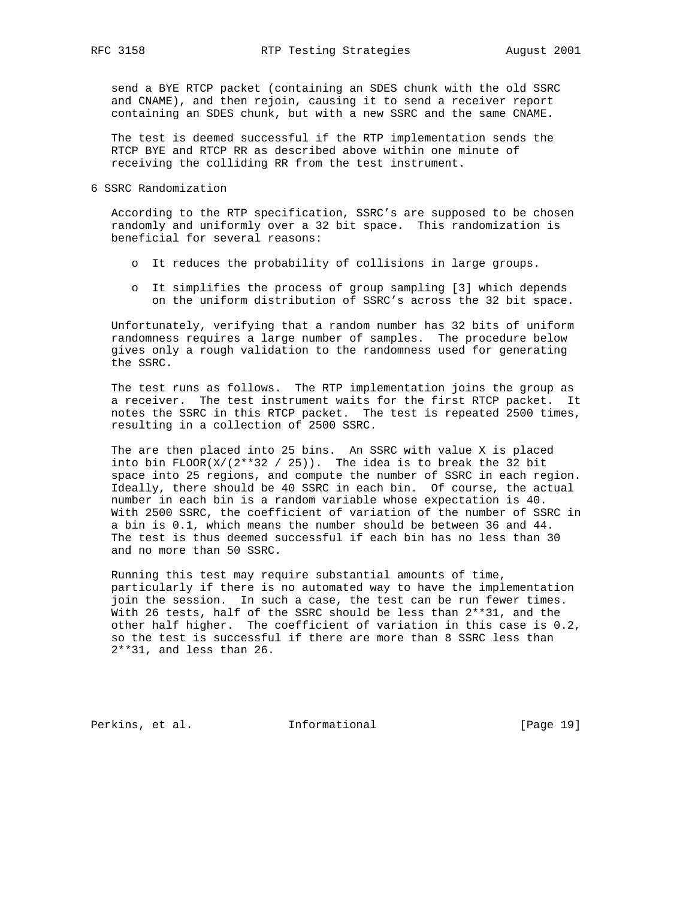send a BYE RTCP packet (containing an SDES chunk with the old SSRC and CNAME), and then rejoin, causing it to send a receiver report containing an SDES chunk, but with a new SSRC and the same CNAME.

The test is deemed successful if the RTP implementation sends the RTCP BYE and RTCP RR as described above within one minute of receiving the colliding RR from the test instrument.

## 6 SSRC Randomization

According to the RTP specification, SSRC's are supposed to be chosen randomly and uniformly over a 32 bit space. This randomization is beneficial for several reasons:

- o It reduces the probability of collisions in large groups.
- o It simplifies the process of group sampling [3] which depends on the uniform distribution of SSRC's across the 32 bit space.

Unfortunately, verifying that a random number has 32 bits of uniform randomness requires a large number of samples. The procedure below gives only a rough validation to the randomness used for generating the SSRC.

The test runs as follows. The RTP implementation joins the group as a receiver. The test instrument waits for the first RTCP packet. It notes the SSRC in this RTCP packet. The test is repeated 2500 times, resulting in a collection of 2500 SSRC.

The are then placed into 25 bins. An SSRC with value X is placed into bin FLOOR(X/(2**32 / 25)). The idea is to break the 32 bit space into 25 regions, and compute the number of SSRC in each region. Ideally, there should be 40 SSRC in each bin. Of course, the actual number in each bin is a random variable whose expectation is 40. With 2500 SSRC, the coefficient of variation of the number of SSRC in a bin is 0.1, which means the number should be between 36 and 44. The test is thus deemed successful if each bin has no less than 30 and no more than 50 SSRC.

Running this test may require substantial amounts of time, particularly if there is no automated way to have the implementation join the session. In such a case, the test can be run fewer times. With 26 tests, half of the SSRC should be less than 2**31, and the other half higher. The coefficient of variation in this case is 0.2, so the test is successful if there are more than 8 SSRC less than 2**31, and less than 26.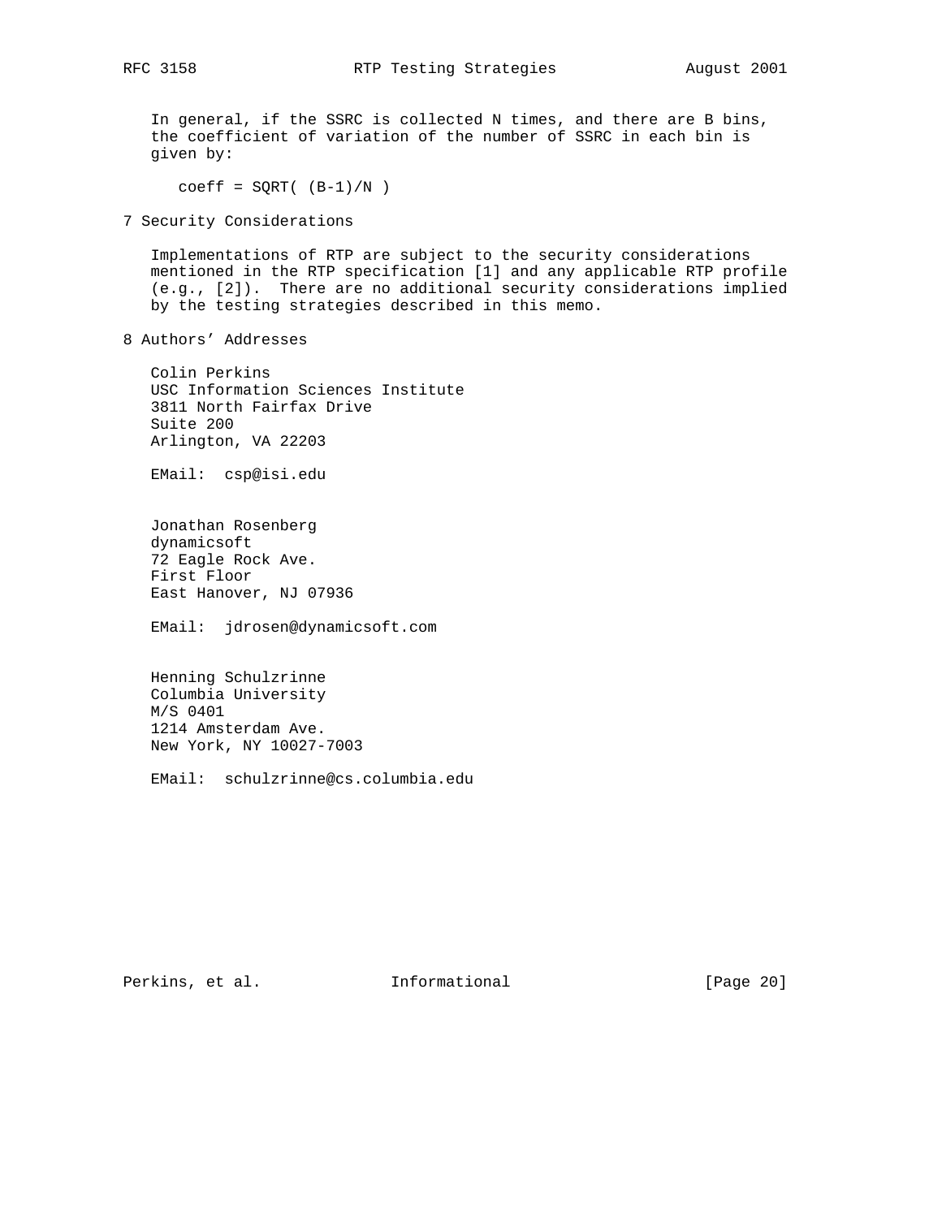In general, if the SSRC is collected N times, and there are B bins, the coefficient of variation of the number of SSRC in each bin is given by:

$$coeff = \sqrt{(B-1)/N}$$

## 7 Security Considerations

Implementations of RTP are subject to the security considerations mentioned in the RTP specification [1] and any applicable RTP profile (e.g., [2]). There are no additional security considerations implied by the testing strategies described in this memo.

## 8 Authors' Addresses

Colin Perkins
USC Information Sciences Institute
3811 North Fairfax Drive
Suite 200
Arlington, VA 22203

EMail: csp@isi.edu

Jonathan Rosenberg
dynamicsoft
72 Eagle Rock Ave.
First Floor
East Hanover, NJ 07936

EMail: jdrosen@dynamicsoft.com

Henning Schulzrinne
Columbia University
M/S 0401
1214 Amsterdam Ave.
New York, NY 10027-7003

EMail: schulzrinne@cs.columbia.edu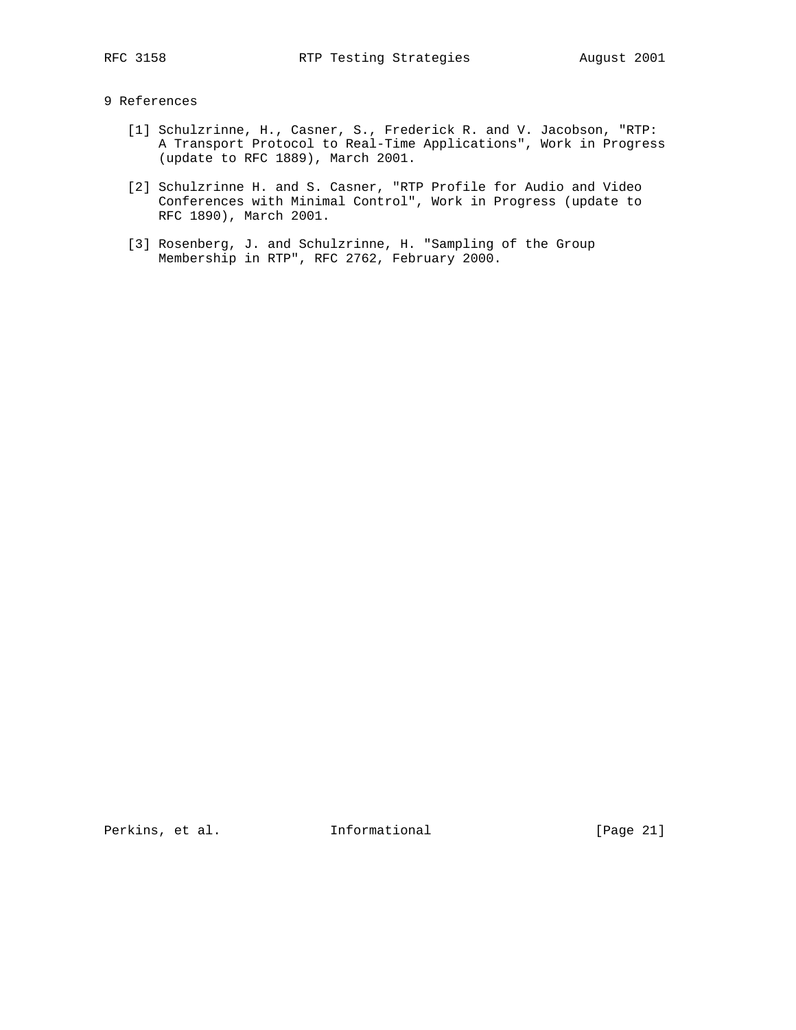## 9 References

[1] Schulzrinne, H., Casner, S., Frederick R. and V. Jacobson, "RTP: A Transport Protocol to Real-Time Applications", Work in Progress (update to RFC 1889), March 2001.

[2] Schulzrinne H. and S. Casner, "RTP Profile for Audio and Video Conferences with Minimal Control", Work in Progress (update to RFC 1890), March 2001.

[3] Rosenberg, J. and Schulzrinne, H. "Sampling of the Group Membership in RTP", RFC 2762, February 2000.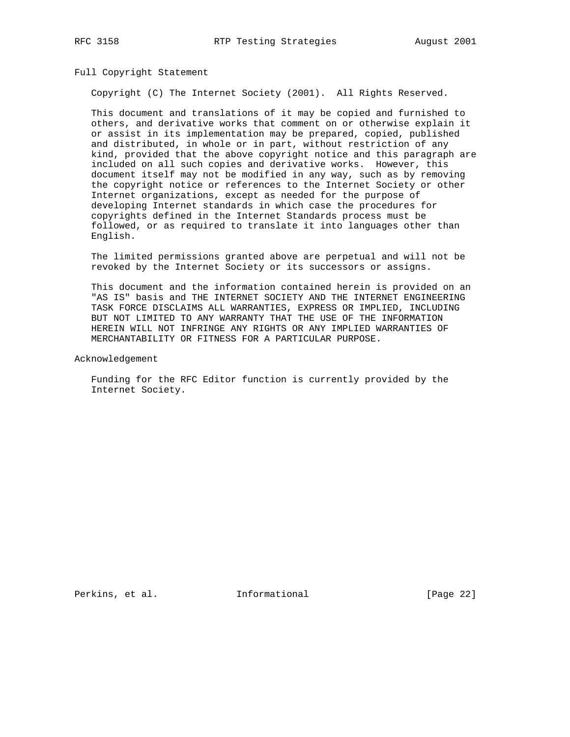## Full Copyright Statement

Copyright (C) The Internet Society (2001). All Rights Reserved.

This document and translations of it may be copied and furnished to others, and derivative works that comment on or otherwise explain it or assist in its implementation may be prepared, copied, published and distributed, in whole or in part, without restriction of any kind, provided that the above copyright notice and this paragraph are included on all such copies and derivative works. However, this document itself may not be modified in any way, such as by removing the copyright notice or references to the Internet Society or other Internet organizations, except as needed for the purpose of developing Internet standards in which case the procedures for copyrights defined in the Internet Standards process must be followed, or as required to translate it into languages other than English.

The limited permissions granted above are perpetual and will not be revoked by the Internet Society or its successors or assigns.

This document and the information contained herein is provided on an "AS IS" basis and THE INTERNET SOCIETY AND THE INTERNET ENGINEERING TASK FORCE DISCLAIMS ALL WARRANTIES, EXPRESS OR IMPLIED, INCLUDING BUT NOT LIMITED TO ANY WARRANTY THAT THE USE OF THE INFORMATION HEREIN WILL NOT INFRINGE ANY RIGHTS OR ANY IMPLIED WARRANTIES OF MERCHANTABILITY OR FITNESS FOR A PARTICULAR PURPOSE.

## Acknowledgement

Funding for the RFC Editor function is currently provided by the Internet Society.